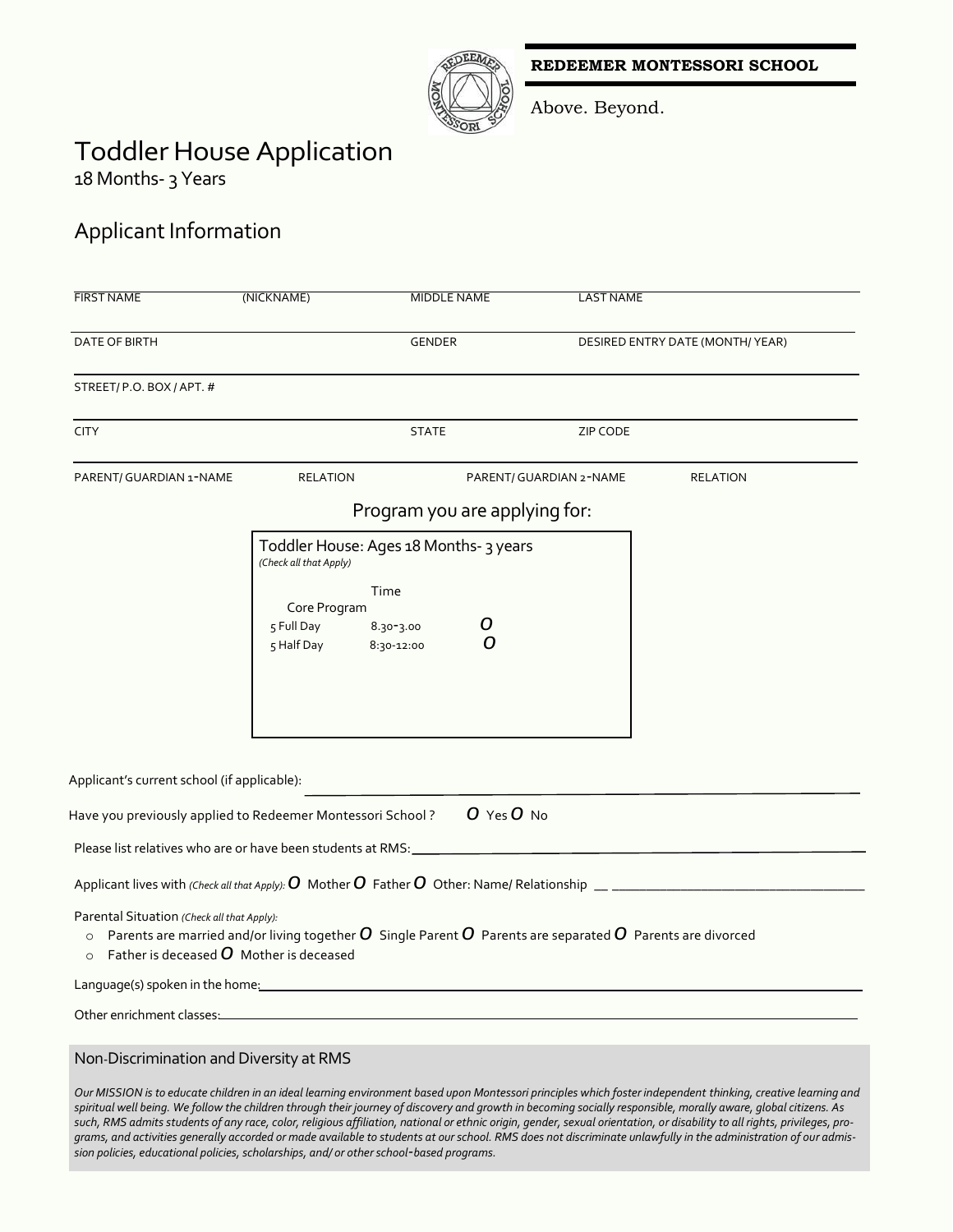**REDEEMER MONTESSORI SCHOOL**

Above. Beyond.

# Toddler House Application

18 Months- 3 Years

## Applicant Information

| FIRST NAME | (NICKNAME) | MIDDLE NAME | LAST NAME |
|---|---|---|---|
| DATE OF BIRTH | | GENDER | DESIRED ENTRY DATE (MONTH/ YEAR) |
| STREET/ P.O. BOX / APT. # | | | |
| CITY | | STATE | ZIP CODE |
| PARENT/ GUARDIAN 1-NAME | RELATION | PARENT/ GUARDIAN 2-NAME | RELATION |

## Program you are applying for:

**Toddler House: Ages 18 Months- 3 years**
*(Check all that Apply)*

| Core Program | Time | |
|---|---|---|
| 5 Full Day | 8.30-3.00 | O |
| 5 Half Day | 8:30-12:00 | O |

Applicant's current school (if applicable): ______________________________

Have you previously applied to Redeemer Montessori School ? O Yes O No

Please list relatives who are or have been students at RMS: ______________________________

Applicant lives with *(Check all that Apply):* O Mother O Father O Other: Name/ Relationship ______________________________

Parental Situation *(Check all that Apply):*

- Parents are married and/or living together O Single Parent O Parents are separated O Parents are divorced
- Father is deceased O Mother is deceased

Language(s) spoken in the home: ______________________________

Other enrichment classes: ______________________________

### Non-Discrimination and Diversity at RMS

*Our MISSION is to educate children in an ideal learning environment based upon Montessori principles which foster independent thinking, creative learning and spiritual well being. We follow the children through their journey of discovery and growth in becoming socially responsible, morally aware, global citizens. As such, RMS admits students of any race, color, religious affiliation, national or ethnic origin, gender, sexual orientation, or disability to all rights, privileges, programs, and activities generally accorded or made available to students at our school. RMS does not discriminate unlawfully in the administration of our admission policies, educational policies, scholarships, and/ or other school-based programs.*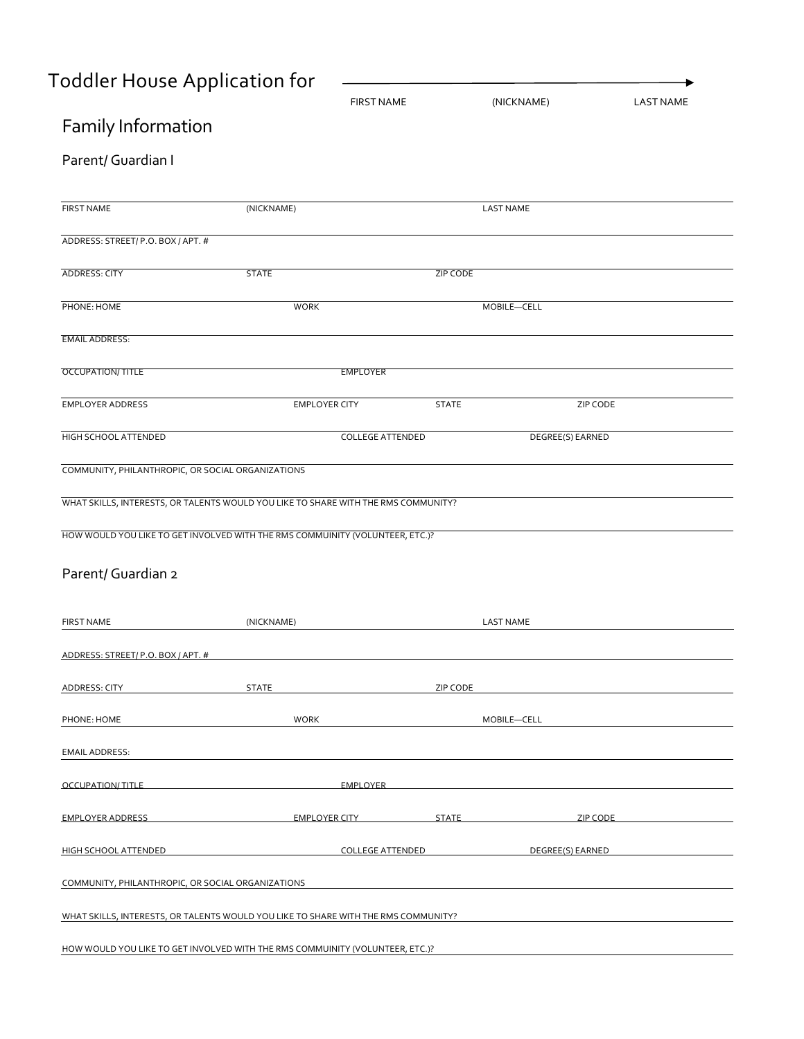# Toddler House Application for

FIRST NAME (NICKNAME) LAST NAME

## Family Information

### Parent/ Guardian I

FIRST NAME (NICKNAME) LAST NAME

ADDRESS: STREET/ P.O. BOX / APT. #

ADDRESS: CITY STATE ZIP CODE

PHONE: HOME WORK MOBILE—CELL

EMAIL ADDRESS:

OCCUPATION/ TITLE EMPLOYER

EMPLOYER ADDRESS EMPLOYER CITY STATE ZIP CODE

HIGH SCHOOL ATTENDED COLLEGE ATTENDED DEGREE(S) EARNED

COMMUNITY, PHILANTHROPIC, OR SOCIAL ORGANIZATIONS

WHAT SKILLS, INTERESTS, OR TALENTS WOULD YOU LIKE TO SHARE WITH THE RMS COMMUNITY?

HOW WOULD YOU LIKE TO GET INVOLVED WITH THE RMS COMMUINITY (VOLUNTEER, ETC.)?

### Parent/ Guardian 2

FIRST NAME (NICKNAME) LAST NAME

ADDRESS: STREET/ P.O. BOX / APT. #

ADDRESS: CITY STATE ZIP CODE

PHONE: HOME WORK MOBILE—CELL

EMAIL ADDRESS:

OCCUPATION/ TITLE EMPLOYER

EMPLOYER ADDRESS EMPLOYER CITY STATE ZIP CODE

HIGH SCHOOL ATTENDED COLLEGE ATTENDED DEGREE(S) EARNED

COMMUNITY, PHILANTHROPIC, OR SOCIAL ORGANIZATIONS

WHAT SKILLS, INTERESTS, OR TALENTS WOULD YOU LIKE TO SHARE WITH THE RMS COMMUNITY?

HOW WOULD YOU LIKE TO GET INVOLVED WITH THE RMS COMMUINITY (VOLUNTEER, ETC.)?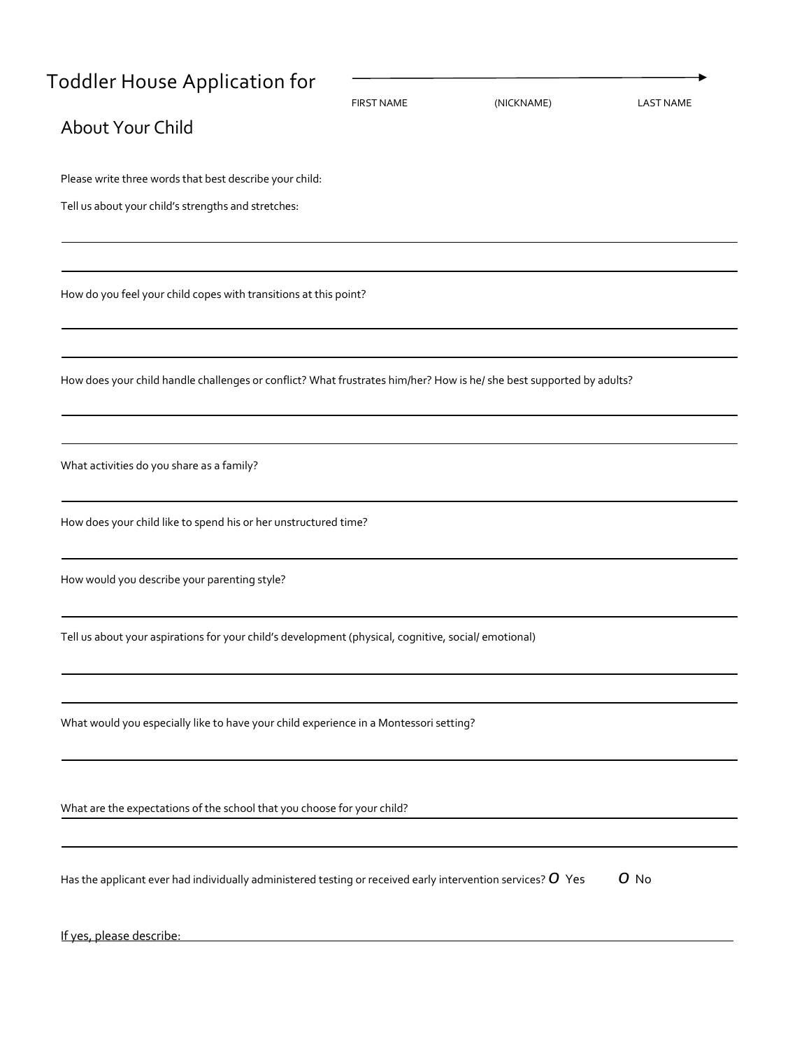# Toddler House Application for

FIRST NAME (NICKNAME) LAST NAME

## About Your Child

Please write three words that best describe your child:

Tell us about your child's strengths and stretches:

How do you feel your child copes with transitions at this point?

How does your child handle challenges or conflict? What frustrates him/her? How is he/ she best supported by adults?

What activities do you share as a family?

How does your child like to spend his or her unstructured time?

How would you describe your parenting style?

Tell us about your aspirations for your child's development (physical, cognitive, social/ emotional)

What would you especially like to have your child experience in a Montessori setting?

What are the expectations of the school that you choose for your child?

Has the applicant ever had individually administered testing or received early intervention services? O Yes O No

If yes, please describe: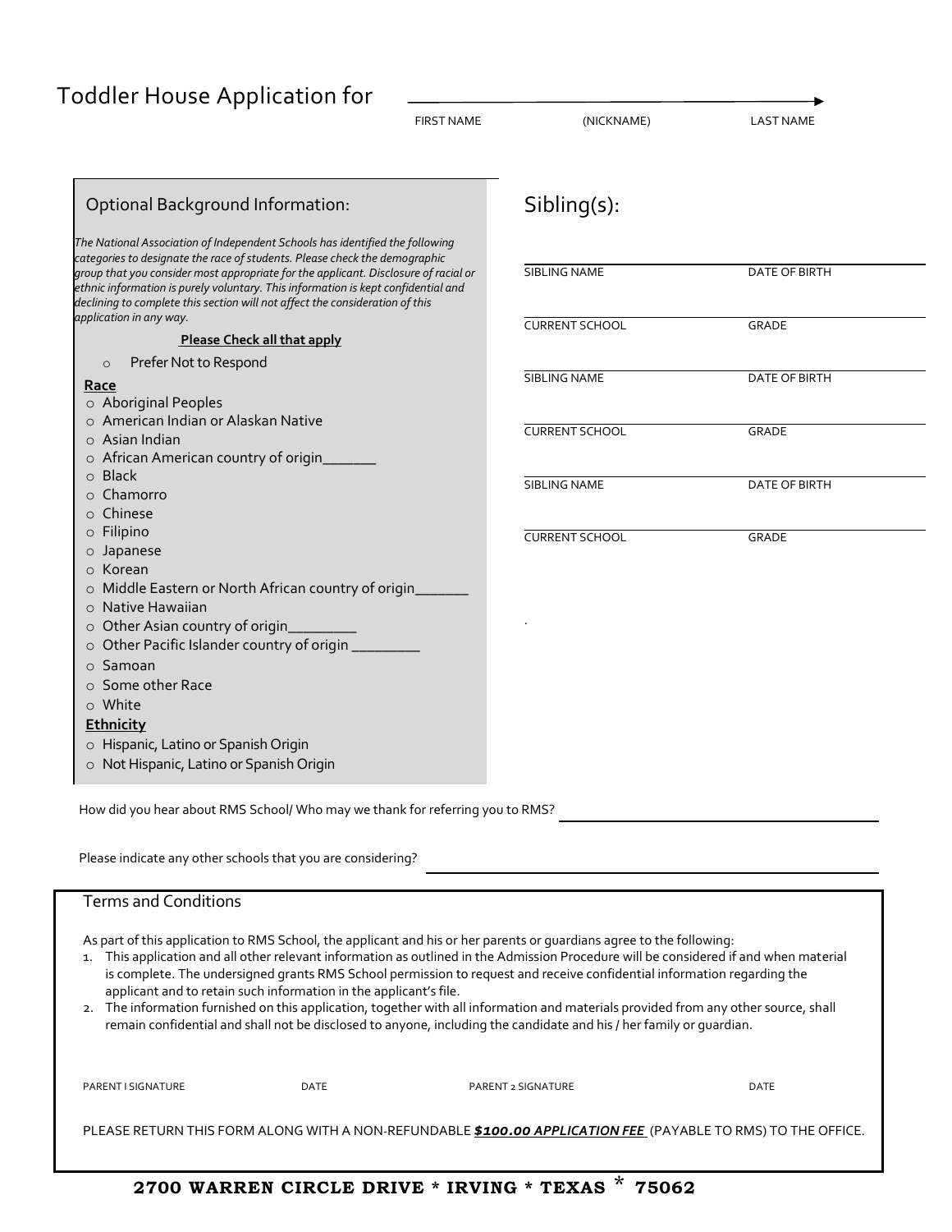# Toddler House Application for

FIRST NAME (NICKNAME) LAST NAME

## Optional Background Information:

*The National Association of Independent Schools has identified the following categories to designate the race of students. Please check the demographic group that you consider most appropriate for the applicant. Disclosure of racial or ethnic information is purely voluntary. This information is kept confidential and declining to complete this section will not affect the consideration of this application in any way.*

**Please Check all that apply**

- o Prefer Not to Respond

**Race**

- o Aboriginal Peoples
- o American Indian or Alaskan Native
- o Asian Indian
- o African American country of origin_______
- o Black
- o Chamorro
- o Chinese
- o Filipino
- o Japanese
- o Korean
- o Middle Eastern or North African country of origin_______
- o Native Hawaiian
- o Other Asian country of origin_________
- o Other Pacific Islander country of origin _________
- o Samoan
- o Some other Race
- o White

**Ethnicity**

- o Hispanic, Latino or Spanish Origin
- o Not Hispanic, Latino or Spanish Origin

## Sibling(s):

SIBLING NAME DATE OF BIRTH

CURRENT SCHOOL GRADE

SIBLING NAME DATE OF BIRTH

CURRENT SCHOOL GRADE

SIBLING NAME DATE OF BIRTH

CURRENT SCHOOL GRADE

.

How did you hear about RMS School/ Who may we thank for referring you to RMS? ____________________

Please indicate any other schools that you are considering? ____________________

## Terms and Conditions

As part of this application to RMS School, the applicant and his or her parents or guardians agree to the following:

1. This application and all other relevant information as outlined in the Admission Procedure will be considered if and when material is complete. The undersigned grants RMS School permission to request and receive confidential information regarding the applicant and to retain such information in the applicant's file.
2. The information furnished on this application, together with all information and materials provided from any other source, shall remain confidential and shall not be disclosed to anyone, including the candidate and his / her family or guardian.

PARENT I SIGNATURE DATE PARENT 2 SIGNATURE DATE

PLEASE RETURN THIS FORM ALONG WITH A NON-REFUNDABLE ***$100.00 APPLICATION FEE*** (PAYABLE TO RMS) TO THE OFFICE.

**2700 WARREN CIRCLE DRIVE * IRVING * TEXAS * 75062**